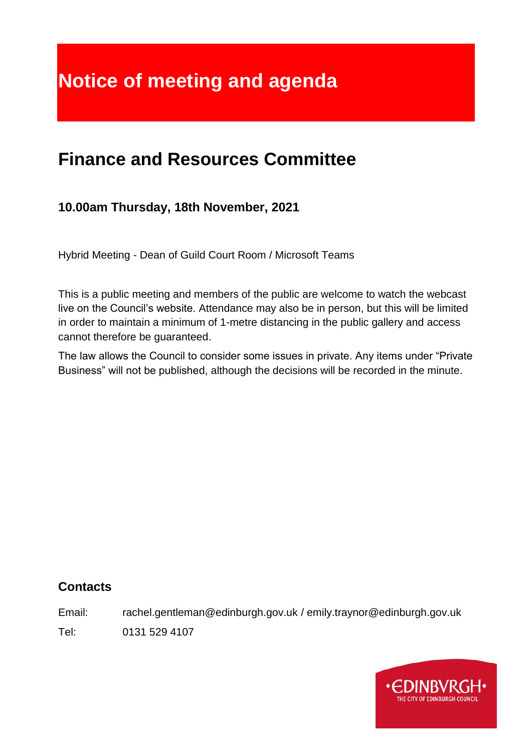# Notice of meeting and agenda

## Finance and Resources Committee

### 10.00am Thursday, 18th November, 2021

Hybrid Meeting - Dean of Guild Court Room / Microsoft Teams

This is a public meeting and members of the public are welcome to watch the webcast live on the Council's website. Attendance may also be in person, but this will be limited in order to maintain a minimum of 1-metre distancing in the public gallery and access cannot therefore be guaranteed.

The law allows the Council to consider some issues in private. Any items under "Private Business" will not be published, although the decisions will be recorded in the minute.

### Contacts

Email: rachel.gentleman@edinburgh.gov.uk / emily.traynor@edinburgh.gov.uk

Tel: 0131 529 4107

·EDINBVRGH·
THE CITY OF EDINBURGH COUNCIL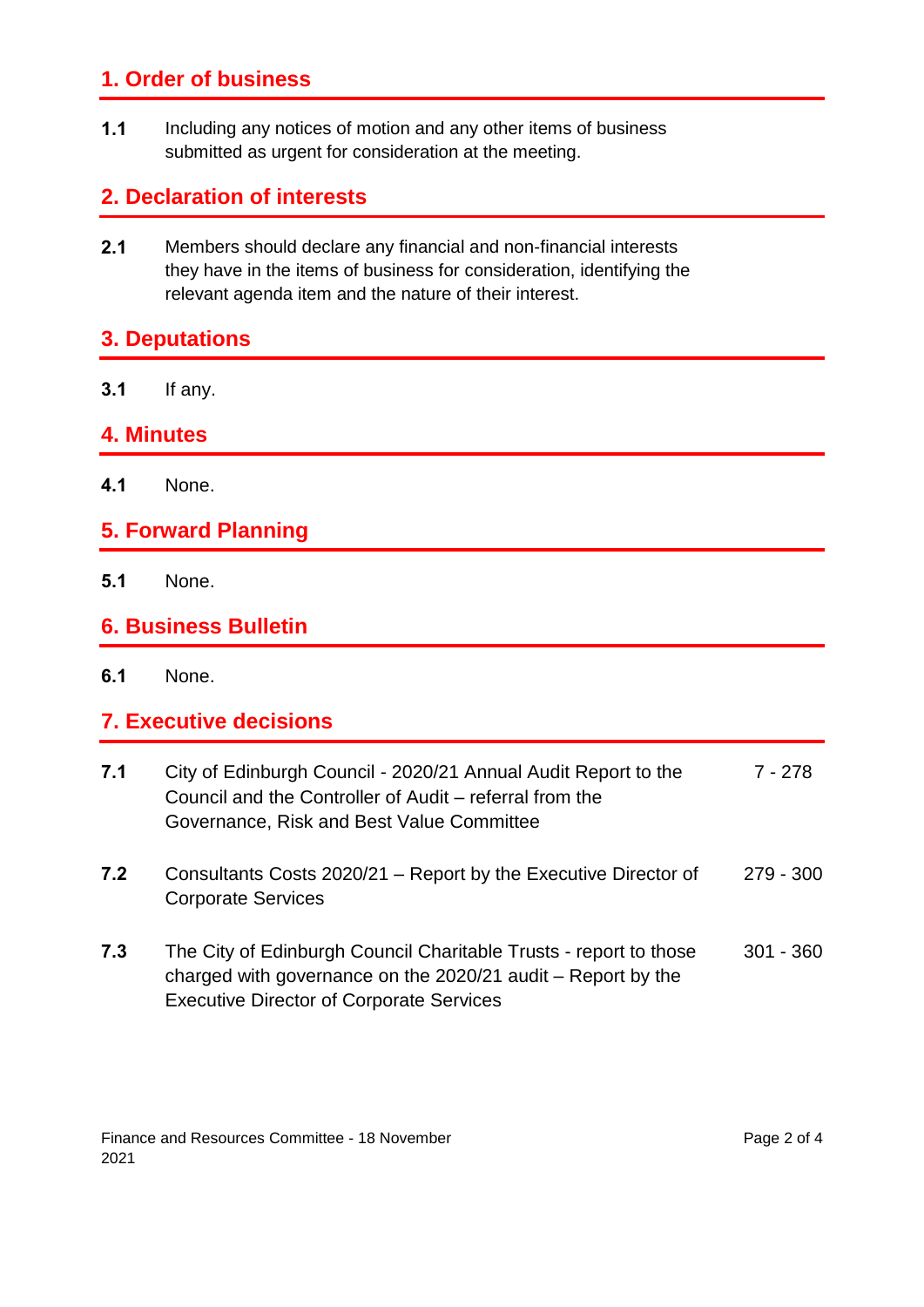## 1. Order of business

**1.1** Including any notices of motion and any other items of business submitted as urgent for consideration at the meeting.

## 2. Declaration of interests

**2.1** Members should declare any financial and non-financial interests they have in the items of business for consideration, identifying the relevant agenda item and the nature of their interest.

## 3. Deputations

**3.1** If any.

## 4. Minutes

**4.1** None.

## 5. Forward Planning

**5.1** None.

## 6. Business Bulletin

**6.1** None.

## 7. Executive decisions

| | | |
|---|---|---|
| **7.1** | City of Edinburgh Council - 2020/21 Annual Audit Report to the Council and the Controller of Audit – referral from the Governance, Risk and Best Value Committee | 7 - 278 |
| **7.2** | Consultants Costs 2020/21 – Report by the Executive Director of Corporate Services | 279 - 300 |
| **7.3** | The City of Edinburgh Council Charitable Trusts - report to those charged with governance on the 2020/21 audit – Report by the Executive Director of Corporate Services | 301 - 360 |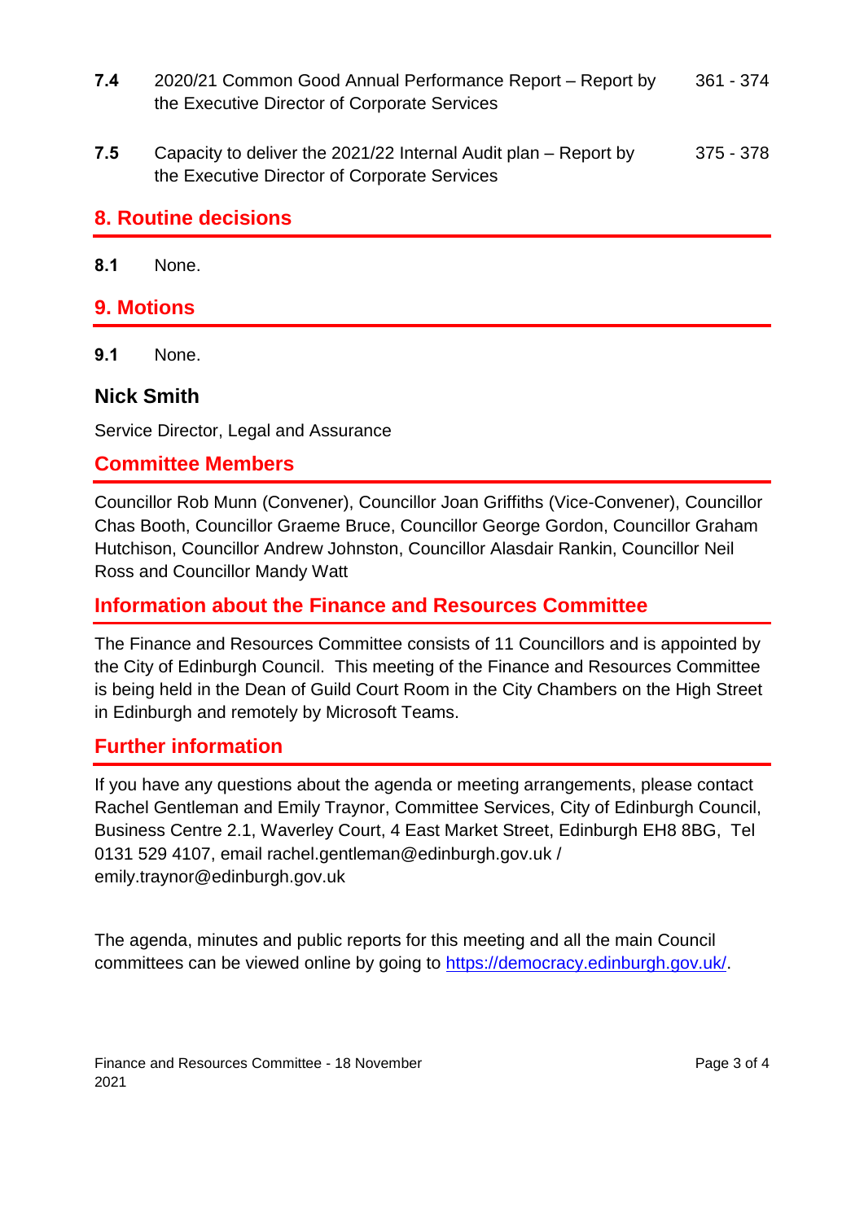**7.4** 2020/21 Common Good Annual Performance Report – Report by the Executive Director of Corporate Services 361 - 374

**7.5** Capacity to deliver the 2021/22 Internal Audit plan – Report by the Executive Director of Corporate Services 375 - 378

## 8. Routine decisions

**8.1** None.

## 9. Motions

**9.1** None.

### Nick Smith

Service Director, Legal and Assurance

## Committee Members

Councillor Rob Munn (Convener), Councillor Joan Griffiths (Vice-Convener), Councillor Chas Booth, Councillor Graeme Bruce, Councillor George Gordon, Councillor Graham Hutchison, Councillor Andrew Johnston, Councillor Alasdair Rankin, Councillor Neil Ross and Councillor Mandy Watt

## Information about the Finance and Resources Committee

The Finance and Resources Committee consists of 11 Councillors and is appointed by the City of Edinburgh Council. This meeting of the Finance and Resources Committee is being held in the Dean of Guild Court Room in the City Chambers on the High Street in Edinburgh and remotely by Microsoft Teams.

## Further information

If you have any questions about the agenda or meeting arrangements, please contact Rachel Gentleman and Emily Traynor, Committee Services, City of Edinburgh Council, Business Centre 2.1, Waverley Court, 4 East Market Street, Edinburgh EH8 8BG, Tel 0131 529 4107, email rachel.gentleman@edinburgh.gov.uk / emily.traynor@edinburgh.gov.uk

The agenda, minutes and public reports for this meeting and all the main Council committees can be viewed online by going to [https://democracy.edinburgh.gov.uk/](https://democracy.edinburgh.gov.uk/).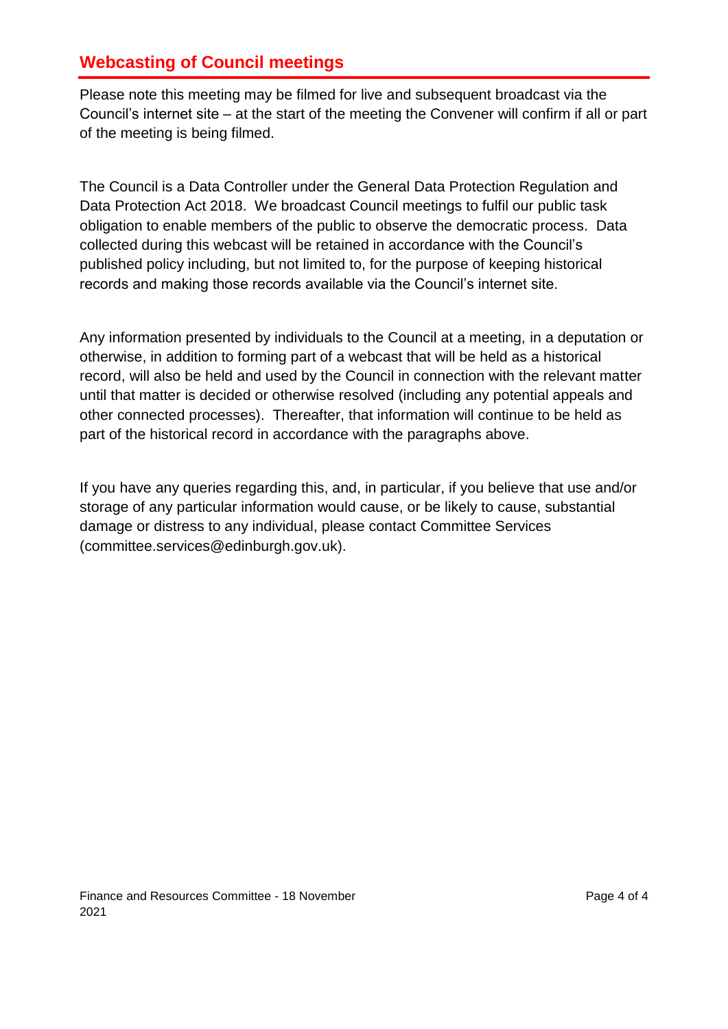## Webcasting of Council meetings

Please note this meeting may be filmed for live and subsequent broadcast via the Council's internet site – at the start of the meeting the Convener will confirm if all or part of the meeting is being filmed.

The Council is a Data Controller under the General Data Protection Regulation and Data Protection Act 2018. We broadcast Council meetings to fulfil our public task obligation to enable members of the public to observe the democratic process. Data collected during this webcast will be retained in accordance with the Council's published policy including, but not limited to, for the purpose of keeping historical records and making those records available via the Council's internet site.

Any information presented by individuals to the Council at a meeting, in a deputation or otherwise, in addition to forming part of a webcast that will be held as a historical record, will also be held and used by the Council in connection with the relevant matter until that matter is decided or otherwise resolved (including any potential appeals and other connected processes). Thereafter, that information will continue to be held as part of the historical record in accordance with the paragraphs above.

If you have any queries regarding this, and, in particular, if you believe that use and/or storage of any particular information would cause, or be likely to cause, substantial damage or distress to any individual, please contact Committee Services (committee.services@edinburgh.gov.uk).